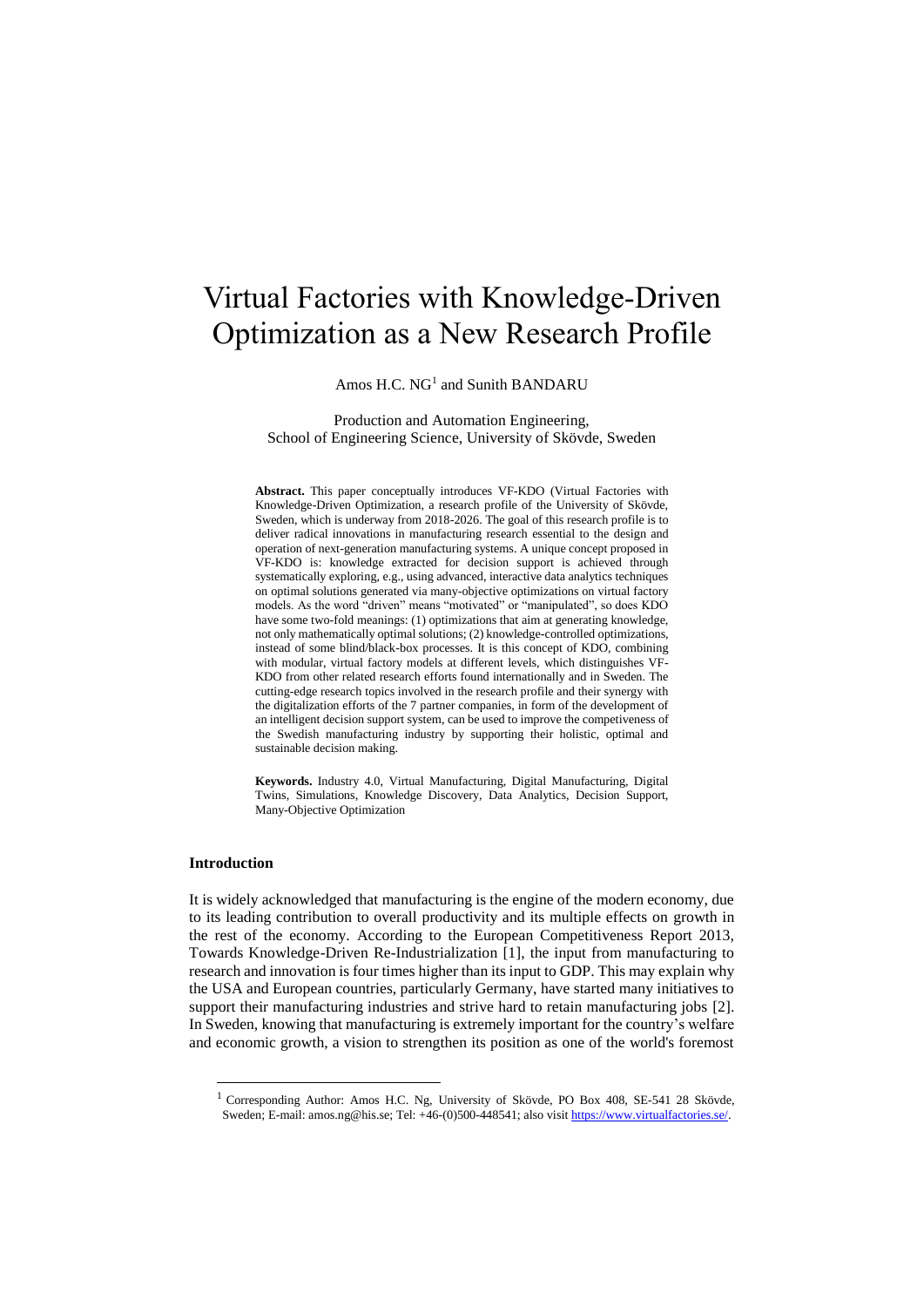# Virtual Factories with Knowledge-Driven Optimization as a New Research Profile

Amos H.C. NG[1] and Sunith BANDARU

Production and Automation Engineering,
School of Engineering Science, University of Skövde, Sweden

**Abstract.** This paper conceptually introduces VF-KDO (Virtual Factories with Knowledge-Driven Optimization, a research profile of the University of Skövde, Sweden, which is underway from 2018-2026. The goal of this research profile is to deliver radical innovations in manufacturing research essential to the design and operation of next-generation manufacturing systems. A unique concept proposed in VF-KDO is: knowledge extracted for decision support is achieved through systematically exploring, e.g., using advanced, interactive data analytics techniques on optimal solutions generated via many-objective optimizations on virtual factory models. As the word "driven" means "motivated" or "manipulated", so does KDO have some two-fold meanings: (1) optimizations that aim at generating knowledge, not only mathematically optimal solutions; (2) knowledge-controlled optimizations, instead of some blind/black-box processes. It is this concept of KDO, combining with modular, virtual factory models at different levels, which distinguishes VF-KDO from other related research efforts found internationally and in Sweden. The cutting-edge research topics involved in the research profile and their synergy with the digitalization efforts of the 7 partner companies, in form of the development of an intelligent decision support system, can be used to improve the competiveness of the Swedish manufacturing industry by supporting their holistic, optimal and sustainable decision making.

**Keywords.** Industry 4.0, Virtual Manufacturing, Digital Manufacturing, Digital Twins, Simulations, Knowledge Discovery, Data Analytics, Decision Support, Many-Objective Optimization

## Introduction

It is widely acknowledged that manufacturing is the engine of the modern economy, due to its leading contribution to overall productivity and its multiple effects on growth in the rest of the economy. According to the European Competitiveness Report 2013, Towards Knowledge-Driven Re-Industrialization [1], the input from manufacturing to research and innovation is four times higher than its input to GDP. This may explain why the USA and European countries, particularly Germany, have started many initiatives to support their manufacturing industries and strive hard to retain manufacturing jobs [2]. In Sweden, knowing that manufacturing is extremely important for the country's welfare and economic growth, a vision to strengthen its position as one of the world's foremost

---

[1] Corresponding Author: Amos H.C. Ng, University of Skövde, PO Box 408, SE-541 28 Skövde, Sweden; E-mail: amos.ng@his.se; Tel: +46-(0)500-448541; also visit https://www.virtualfactories.se/.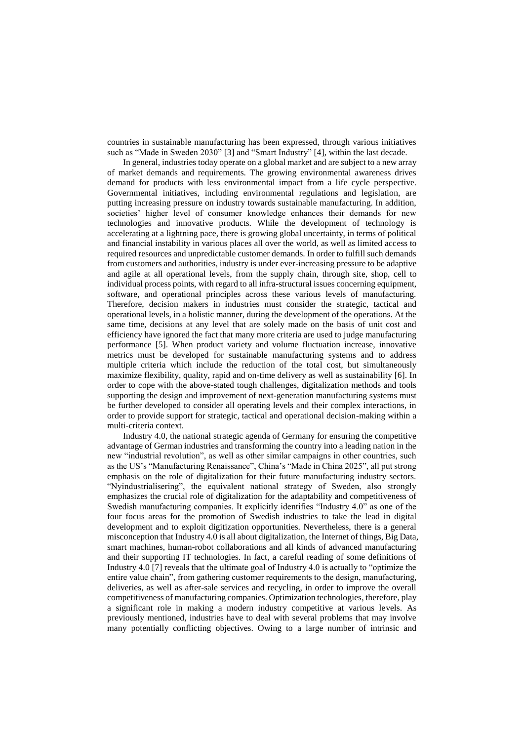countries in sustainable manufacturing has been expressed, through various initiatives such as “Made in Sweden 2030” [3] and “Smart Industry” [4], within the last decade.

In general, industries today operate on a global market and are subject to a new array of market demands and requirements. The growing environmental awareness drives demand for products with less environmental impact from a life cycle perspective. Governmental initiatives, including environmental regulations and legislation, are putting increasing pressure on industry towards sustainable manufacturing. In addition, societies’ higher level of consumer knowledge enhances their demands for new technologies and innovative products. While the development of technology is accelerating at a lightning pace, there is growing global uncertainty, in terms of political and financial instability in various places all over the world, as well as limited access to required resources and unpredictable customer demands. In order to fulfill such demands from customers and authorities, industry is under ever-increasing pressure to be adaptive and agile at all operational levels, from the supply chain, through site, shop, cell to individual process points, with regard to all infra-structural issues concerning equipment, software, and operational principles across these various levels of manufacturing. Therefore, decision makers in industries must consider the strategic, tactical and operational levels, in a holistic manner, during the development of the operations. At the same time, decisions at any level that are solely made on the basis of unit cost and efficiency have ignored the fact that many more criteria are used to judge manufacturing performance [5]. When product variety and volume fluctuation increase, innovative metrics must be developed for sustainable manufacturing systems and to address multiple criteria which include the reduction of the total cost, but simultaneously maximize flexibility, quality, rapid and on-time delivery as well as sustainability [6]. In order to cope with the above-stated tough challenges, digitalization methods and tools supporting the design and improvement of next-generation manufacturing systems must be further developed to consider all operating levels and their complex interactions, in order to provide support for strategic, tactical and operational decision-making within a multi-criteria context.

Industry 4.0, the national strategic agenda of Germany for ensuring the competitive advantage of German industries and transforming the country into a leading nation in the new “industrial revolution”, as well as other similar campaigns in other countries, such as the US’s “Manufacturing Renaissance”, China’s “Made in China 2025”, all put strong emphasis on the role of digitalization for their future manufacturing industry sectors. “Nyindustrialisering”, the equivalent national strategy of Sweden, also strongly emphasizes the crucial role of digitalization for the adaptability and competitiveness of Swedish manufacturing companies. It explicitly identifies “Industry 4.0” as one of the four focus areas for the promotion of Swedish industries to take the lead in digital development and to exploit digitization opportunities. Nevertheless, there is a general misconception that Industry 4.0 is all about digitalization, the Internet of things, Big Data, smart machines, human-robot collaborations and all kinds of advanced manufacturing and their supporting IT technologies. In fact, a careful reading of some definitions of Industry 4.0 [7] reveals that the ultimate goal of Industry 4.0 is actually to “optimize the entire value chain”, from gathering customer requirements to the design, manufacturing, deliveries, as well as after-sale services and recycling, in order to improve the overall competitiveness of manufacturing companies. Optimization technologies, therefore, play a significant role in making a modern industry competitive at various levels. As previously mentioned, industries have to deal with several problems that may involve many potentially conflicting objectives. Owing to a large number of intrinsic and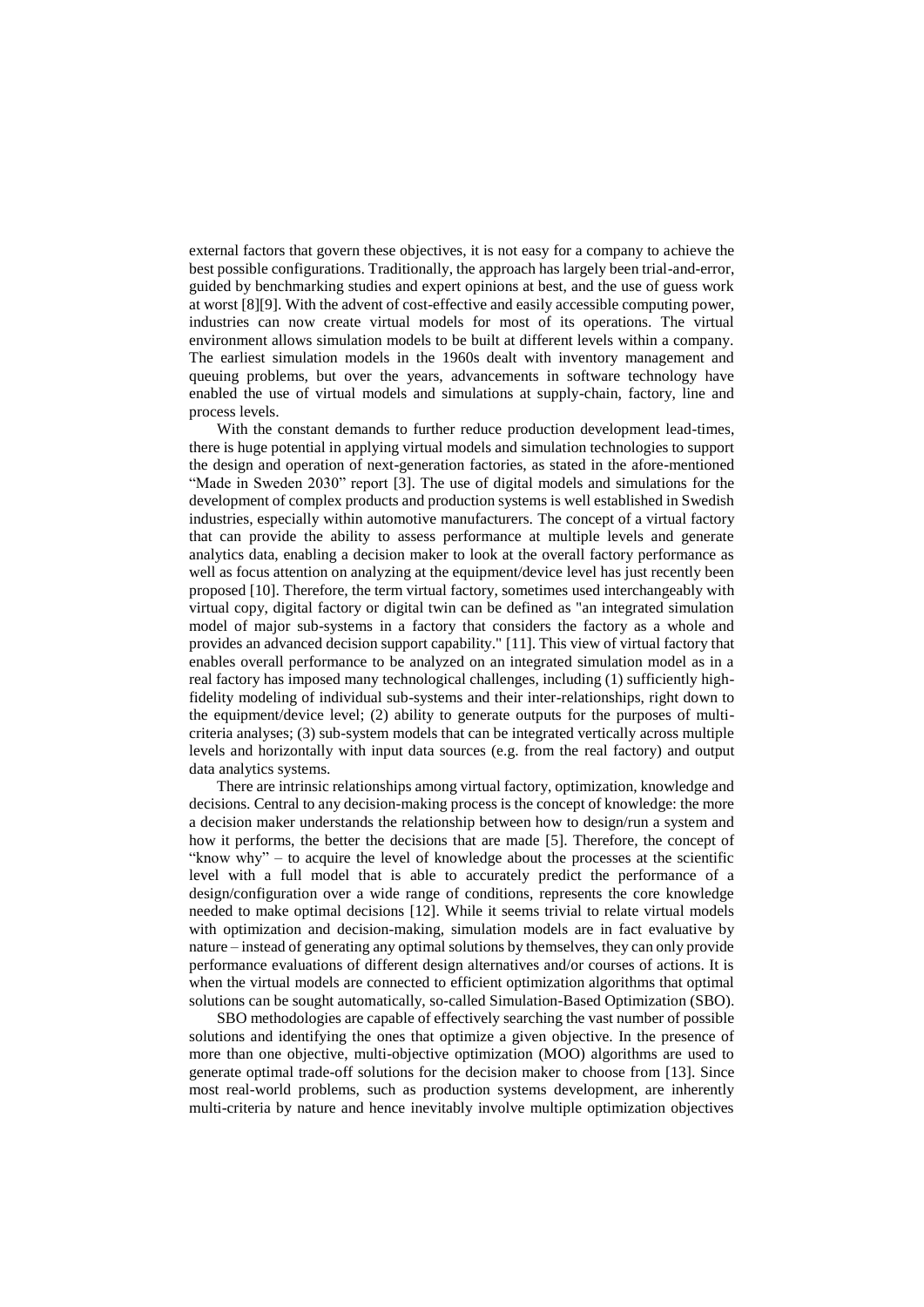external factors that govern these objectives, it is not easy for a company to achieve the best possible configurations. Traditionally, the approach has largely been trial-and-error, guided by benchmarking studies and expert opinions at best, and the use of guess work at worst [8][9]. With the advent of cost-effective and easily accessible computing power, industries can now create virtual models for most of its operations. The virtual environment allows simulation models to be built at different levels within a company. The earliest simulation models in the 1960s dealt with inventory management and queuing problems, but over the years, advancements in software technology have enabled the use of virtual models and simulations at supply-chain, factory, line and process levels.

With the constant demands to further reduce production development lead-times, there is huge potential in applying virtual models and simulation technologies to support the design and operation of next-generation factories, as stated in the afore-mentioned "Made in Sweden 2030" report [3]. The use of digital models and simulations for the development of complex products and production systems is well established in Swedish industries, especially within automotive manufacturers. The concept of a virtual factory that can provide the ability to assess performance at multiple levels and generate analytics data, enabling a decision maker to look at the overall factory performance as well as focus attention on analyzing at the equipment/device level has just recently been proposed [10]. Therefore, the term virtual factory, sometimes used interchangeably with virtual copy, digital factory or digital twin can be defined as "an integrated simulation model of major sub-systems in a factory that considers the factory as a whole and provides an advanced decision support capability." [11]. This view of virtual factory that enables overall performance to be analyzed on an integrated simulation model as in a real factory has imposed many technological challenges, including (1) sufficiently high-fidelity modeling of individual sub-systems and their inter-relationships, right down to the equipment/device level; (2) ability to generate outputs for the purposes of multi-criteria analyses; (3) sub-system models that can be integrated vertically across multiple levels and horizontally with input data sources (e.g. from the real factory) and output data analytics systems.

There are intrinsic relationships among virtual factory, optimization, knowledge and decisions. Central to any decision-making process is the concept of knowledge: the more a decision maker understands the relationship between how to design/run a system and how it performs, the better the decisions that are made [5]. Therefore, the concept of "know why" – to acquire the level of knowledge about the processes at the scientific level with a full model that is able to accurately predict the performance of a design/configuration over a wide range of conditions, represents the core knowledge needed to make optimal decisions [12]. While it seems trivial to relate virtual models with optimization and decision-making, simulation models are in fact evaluative by nature – instead of generating any optimal solutions by themselves, they can only provide performance evaluations of different design alternatives and/or courses of actions. It is when the virtual models are connected to efficient optimization algorithms that optimal solutions can be sought automatically, so-called Simulation-Based Optimization (SBO).

SBO methodologies are capable of effectively searching the vast number of possible solutions and identifying the ones that optimize a given objective. In the presence of more than one objective, multi-objective optimization (MOO) algorithms are used to generate optimal trade-off solutions for the decision maker to choose from [13]. Since most real-world problems, such as production systems development, are inherently multi-criteria by nature and hence inevitably involve multiple optimization objectives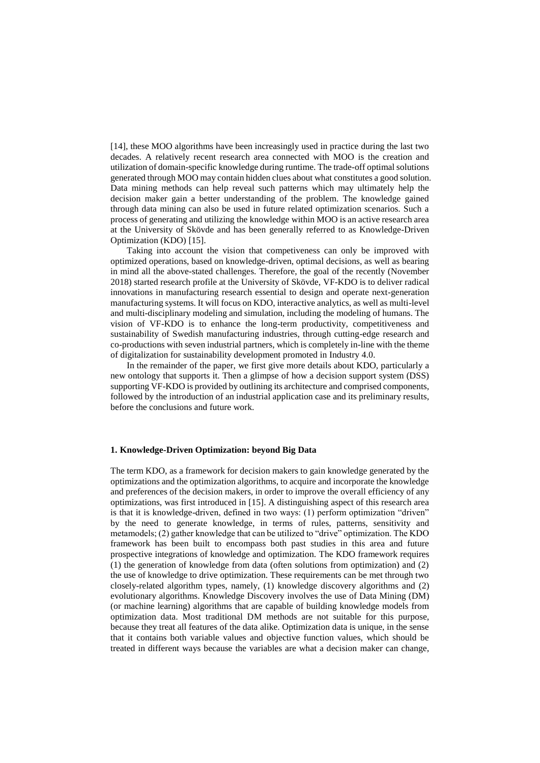[14], these MOO algorithms have been increasingly used in practice during the last two decades. A relatively recent research area connected with MOO is the creation and utilization of domain-specific knowledge during runtime. The trade-off optimal solutions generated through MOO may contain hidden clues about what constitutes a good solution. Data mining methods can help reveal such patterns which may ultimately help the decision maker gain a better understanding of the problem. The knowledge gained through data mining can also be used in future related optimization scenarios. Such a process of generating and utilizing the knowledge within MOO is an active research area at the University of Skövde and has been generally referred to as Knowledge-Driven Optimization (KDO) [15].

Taking into account the vision that competiveness can only be improved with optimized operations, based on knowledge-driven, optimal decisions, as well as bearing in mind all the above-stated challenges. Therefore, the goal of the recently (November 2018) started research profile at the University of Skövde, VF-KDO is to deliver radical innovations in manufacturing research essential to design and operate next-generation manufacturing systems. It will focus on KDO, interactive analytics, as well as multi-level and multi-disciplinary modeling and simulation, including the modeling of humans. The vision of VF-KDO is to enhance the long-term productivity, competitiveness and sustainability of Swedish manufacturing industries, through cutting-edge research and co-productions with seven industrial partners, which is completely in-line with the theme of digitalization for sustainability development promoted in Industry 4.0.

In the remainder of the paper, we first give more details about KDO, particularly a new ontology that supports it. Then a glimpse of how a decision support system (DSS) supporting VF-KDO is provided by outlining its architecture and comprised components, followed by the introduction of an industrial application case and its preliminary results, before the conclusions and future work.

## 1. Knowledge-Driven Optimization: beyond Big Data

The term KDO, as a framework for decision makers to gain knowledge generated by the optimizations and the optimization algorithms, to acquire and incorporate the knowledge and preferences of the decision makers, in order to improve the overall efficiency of any optimizations, was first introduced in [15]. A distinguishing aspect of this research area is that it is knowledge-driven, defined in two ways: (1) perform optimization "driven" by the need to generate knowledge, in terms of rules, patterns, sensitivity and metamodels; (2) gather knowledge that can be utilized to "drive" optimization. The KDO framework has been built to encompass both past studies in this area and future prospective integrations of knowledge and optimization. The KDO framework requires (1) the generation of knowledge from data (often solutions from optimization) and (2) the use of knowledge to drive optimization. These requirements can be met through two closely-related algorithm types, namely, (1) knowledge discovery algorithms and (2) evolutionary algorithms. Knowledge Discovery involves the use of Data Mining (DM) (or machine learning) algorithms that are capable of building knowledge models from optimization data. Most traditional DM methods are not suitable for this purpose, because they treat all features of the data alike. Optimization data is unique, in the sense that it contains both variable values and objective function values, which should be treated in different ways because the variables are what a decision maker can change,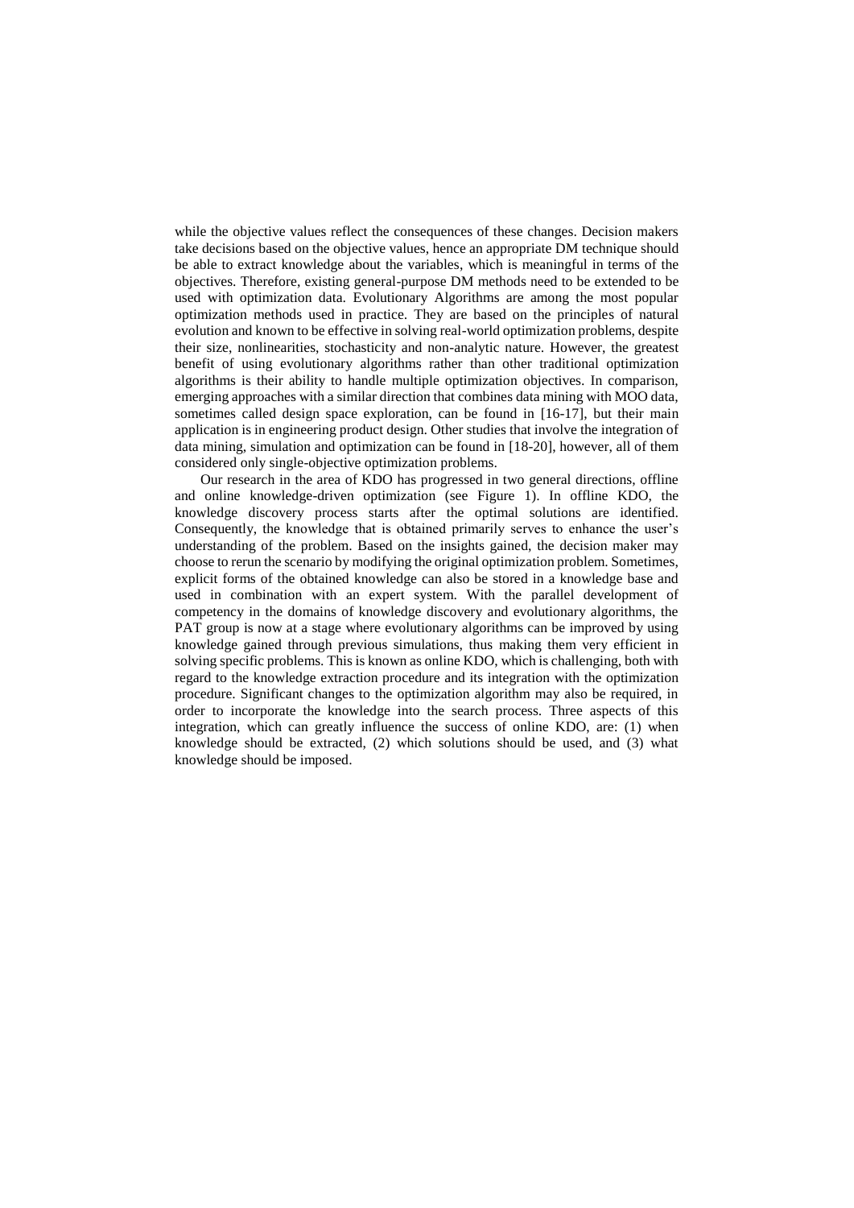while the objective values reflect the consequences of these changes. Decision makers take decisions based on the objective values, hence an appropriate DM technique should be able to extract knowledge about the variables, which is meaningful in terms of the objectives. Therefore, existing general-purpose DM methods need to be extended to be used with optimization data. Evolutionary Algorithms are among the most popular optimization methods used in practice. They are based on the principles of natural evolution and known to be effective in solving real-world optimization problems, despite their size, nonlinearities, stochasticity and non-analytic nature. However, the greatest benefit of using evolutionary algorithms rather than other traditional optimization algorithms is their ability to handle multiple optimization objectives. In comparison, emerging approaches with a similar direction that combines data mining with MOO data, sometimes called design space exploration, can be found in [16-17], but their main application is in engineering product design. Other studies that involve the integration of data mining, simulation and optimization can be found in [18-20], however, all of them considered only single-objective optimization problems.

Our research in the area of KDO has progressed in two general directions, offline and online knowledge-driven optimization (see Figure 1). In offline KDO, the knowledge discovery process starts after the optimal solutions are identified. Consequently, the knowledge that is obtained primarily serves to enhance the user's understanding of the problem. Based on the insights gained, the decision maker may choose to rerun the scenario by modifying the original optimization problem. Sometimes, explicit forms of the obtained knowledge can also be stored in a knowledge base and used in combination with an expert system. With the parallel development of competency in the domains of knowledge discovery and evolutionary algorithms, the PAT group is now at a stage where evolutionary algorithms can be improved by using knowledge gained through previous simulations, thus making them very efficient in solving specific problems. This is known as online KDO, which is challenging, both with regard to the knowledge extraction procedure and its integration with the optimization procedure. Significant changes to the optimization algorithm may also be required, in order to incorporate the knowledge into the search process. Three aspects of this integration, which can greatly influence the success of online KDO, are: (1) when knowledge should be extracted, (2) which solutions should be used, and (3) what knowledge should be imposed.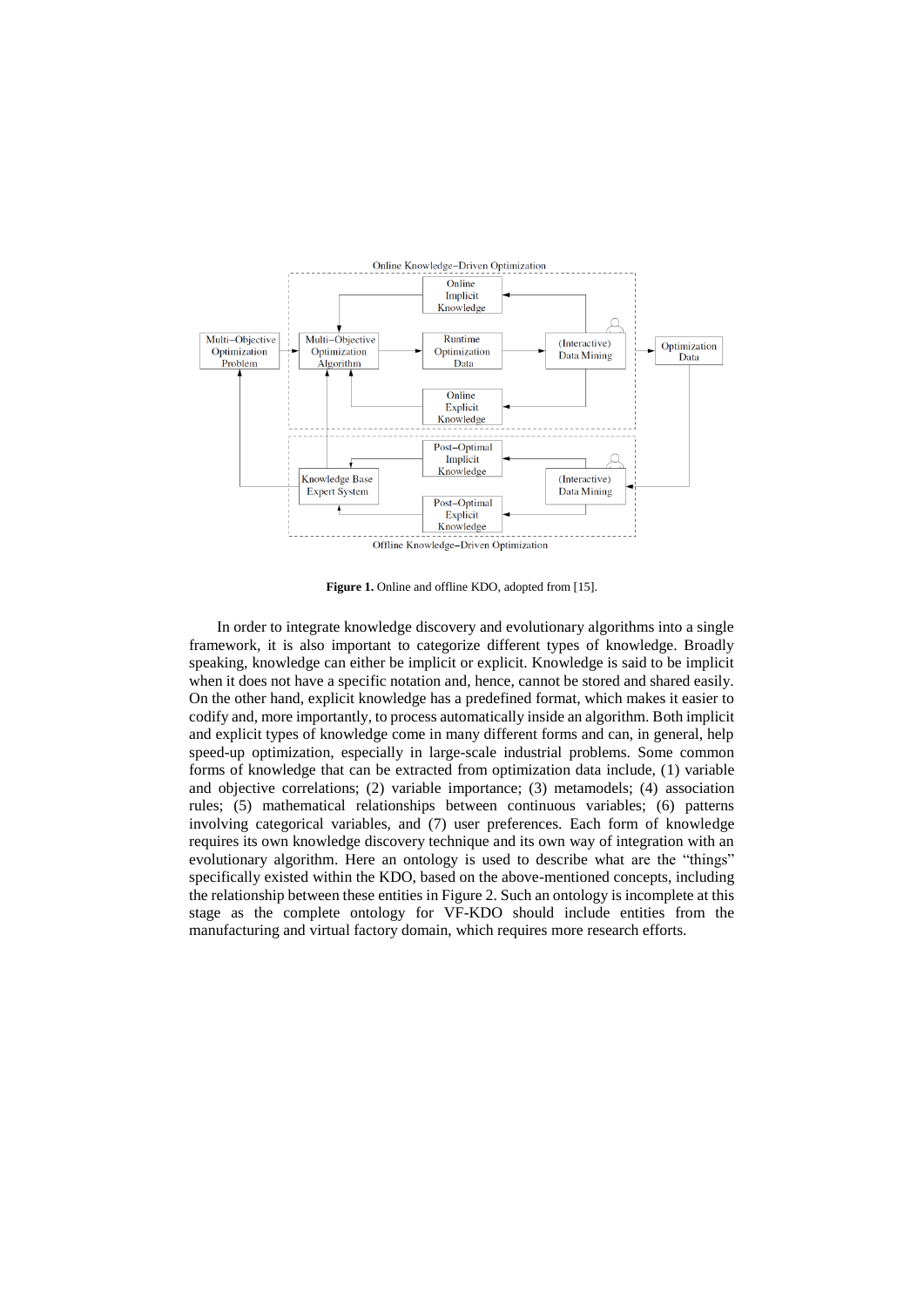**Figure 1.** Online and offline KDO, adopted from [15].

In order to integrate knowledge discovery and evolutionary algorithms into a single framework, it is also important to categorize different types of knowledge. Broadly speaking, knowledge can either be implicit or explicit. Knowledge is said to be implicit when it does not have a specific notation and, hence, cannot be stored and shared easily. On the other hand, explicit knowledge has a predefined format, which makes it easier to codify and, more importantly, to process automatically inside an algorithm. Both implicit and explicit types of knowledge come in many different forms and can, in general, help speed-up optimization, especially in large-scale industrial problems. Some common forms of knowledge that can be extracted from optimization data include, (1) variable and objective correlations; (2) variable importance; (3) metamodels; (4) association rules; (5) mathematical relationships between continuous variables; (6) patterns involving categorical variables, and (7) user preferences. Each form of knowledge requires its own knowledge discovery technique and its own way of integration with an evolutionary algorithm. Here an ontology is used to describe what are the "things" specifically existed within the KDO, based on the above-mentioned concepts, including the relationship between these entities in Figure 2. Such an ontology is incomplete at this stage as the complete ontology for VF-KDO should include entities from the manufacturing and virtual factory domain, which requires more research efforts.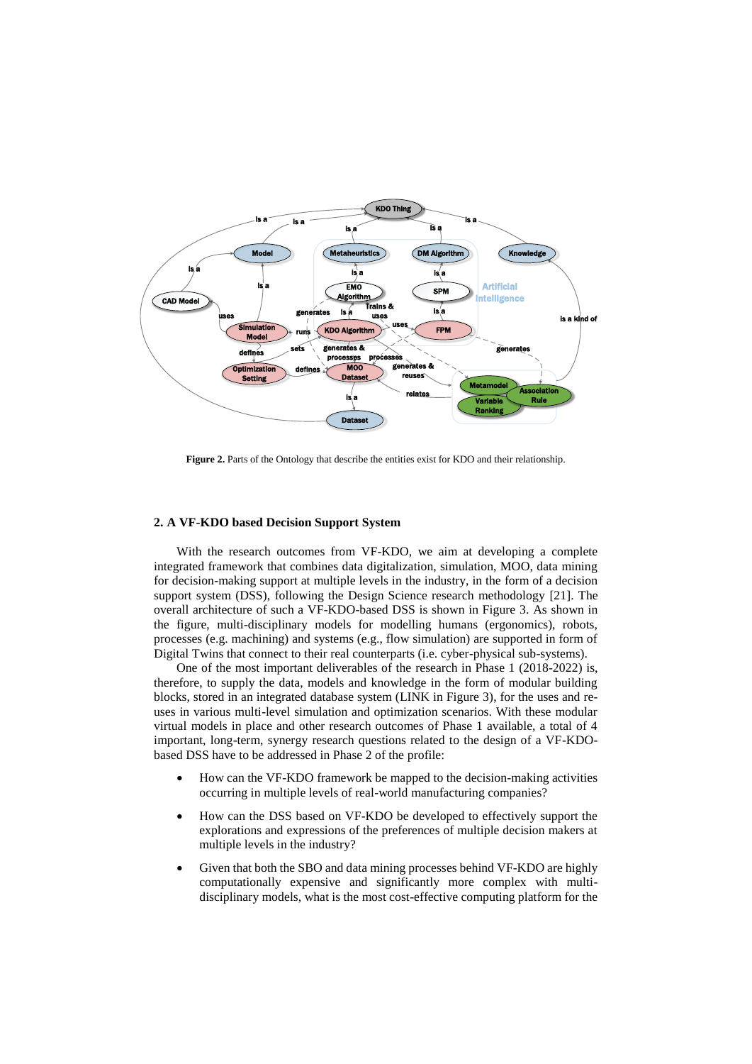**Figure 2.** Parts of the Ontology that describe the entities exist for KDO and their relationship.

## 2. A VF-KDO based Decision Support System

With the research outcomes from VF-KDO, we aim at developing a complete integrated framework that combines data digitalization, simulation, MOO, data mining for decision-making support at multiple levels in the industry, in the form of a decision support system (DSS), following the Design Science research methodology [21]. The overall architecture of such a VF-KDO-based DSS is shown in Figure 3. As shown in the figure, multi-disciplinary models for modelling humans (ergonomics), robots, processes (e.g. machining) and systems (e.g., flow simulation) are supported in form of Digital Twins that connect to their real counterparts (i.e. cyber-physical sub-systems).

One of the most important deliverables of the research in Phase 1 (2018-2022) is, therefore, to supply the data, models and knowledge in the form of modular building blocks, stored in an integrated database system (LINK in Figure 3), for the uses and re-uses in various multi-level simulation and optimization scenarios. With these modular virtual models in place and other research outcomes of Phase 1 available, a total of 4 important, long-term, synergy research questions related to the design of a VF-KDO-based DSS have to be addressed in Phase 2 of the profile:

- How can the VF-KDO framework be mapped to the decision-making activities occurring in multiple levels of real-world manufacturing companies?
- How can the DSS based on VF-KDO be developed to effectively support the explorations and expressions of the preferences of multiple decision makers at multiple levels in the industry?
- Given that both the SBO and data mining processes behind VF-KDO are highly computationally expensive and significantly more complex with multi-disciplinary models, what is the most cost-effective computing platform for the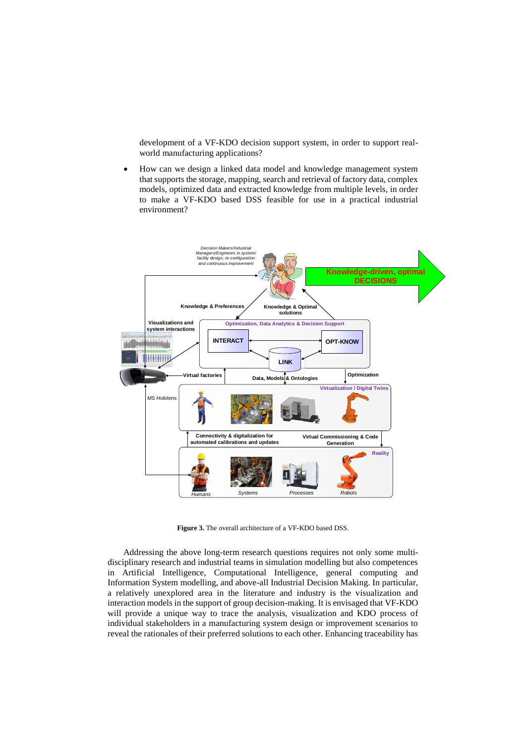development of a VF-KDO decision support system, in order to support real-world manufacturing applications?

- How can we design a linked data model and knowledge management system that supports the storage, mapping, search and retrieval of factory data, complex models, optimized data and extracted knowledge from multiple levels, in order to make a VF-KDO based DSS feasible for use in a practical industrial environment?

**Figure 3.** The overall architecture of a VF-KDO based DSS.

Addressing the above long-term research questions requires not only some multi-disciplinary research and industrial teams in simulation modelling but also competences in Artificial Intelligence, Computational Intelligence, general computing and Information System modelling, and above-all Industrial Decision Making. In particular, a relatively unexplored area in the literature and industry is the visualization and interaction models in the support of group decision-making. It is envisaged that VF-KDO will provide a unique way to trace the analysis, visualization and KDO process of individual stakeholders in a manufacturing system design or improvement scenarios to reveal the rationales of their preferred solutions to each other. Enhancing traceability has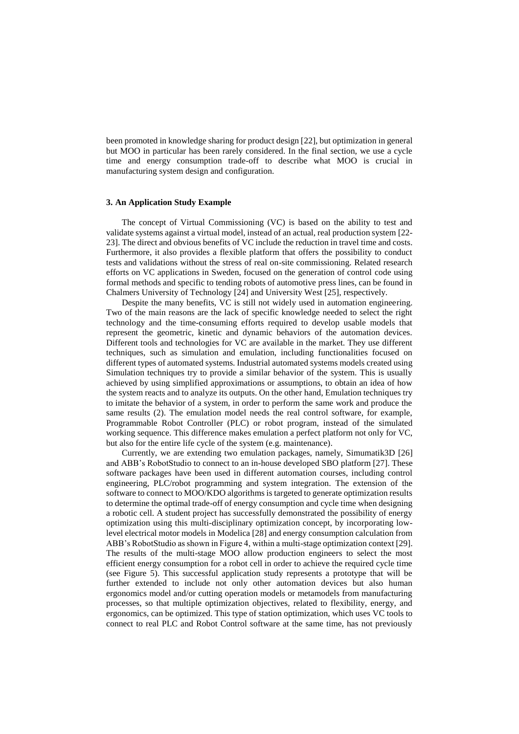been promoted in knowledge sharing for product design [22], but optimization in general but MOO in particular has been rarely considered. In the final section, we use a cycle time and energy consumption trade-off to describe what MOO is crucial in manufacturing system design and configuration.

### 3. An Application Study Example

The concept of Virtual Commissioning (VC) is based on the ability to test and validate systems against a virtual model, instead of an actual, real production system [22-23]. The direct and obvious benefits of VC include the reduction in travel time and costs. Furthermore, it also provides a flexible platform that offers the possibility to conduct tests and validations without the stress of real on-site commissioning. Related research efforts on VC applications in Sweden, focused on the generation of control code using formal methods and specific to tending robots of automotive press lines, can be found in Chalmers University of Technology [24] and University West [25], respectively.

Despite the many benefits, VC is still not widely used in automation engineering. Two of the main reasons are the lack of specific knowledge needed to select the right technology and the time-consuming efforts required to develop usable models that represent the geometric, kinetic and dynamic behaviors of the automation devices. Different tools and technologies for VC are available in the market. They use different techniques, such as simulation and emulation, including functionalities focused on different types of automated systems. Industrial automated systems models created using Simulation techniques try to provide a similar behavior of the system. This is usually achieved by using simplified approximations or assumptions, to obtain an idea of how the system reacts and to analyze its outputs. On the other hand, Emulation techniques try to imitate the behavior of a system, in order to perform the same work and produce the same results (2). The emulation model needs the real control software, for example, Programmable Robot Controller (PLC) or robot program, instead of the simulated working sequence. This difference makes emulation a perfect platform not only for VC, but also for the entire life cycle of the system (e.g. maintenance).

Currently, we are extending two emulation packages, namely, Simumatik3D [26] and ABB's RobotStudio to connect to an in-house developed SBO platform [27]. These software packages have been used in different automation courses, including control engineering, PLC/robot programming and system integration. The extension of the software to connect to MOO/KDO algorithms is targeted to generate optimization results to determine the optimal trade-off of energy consumption and cycle time when designing a robotic cell. A student project has successfully demonstrated the possibility of energy optimization using this multi-disciplinary optimization concept, by incorporating low-level electrical motor models in Modelica [28] and energy consumption calculation from ABB's RobotStudio as shown in Figure 4, within a multi-stage optimization context [29]. The results of the multi-stage MOO allow production engineers to select the most efficient energy consumption for a robot cell in order to achieve the required cycle time (see Figure 5). This successful application study represents a prototype that will be further extended to include not only other automation devices but also human ergonomics model and/or cutting operation models or metamodels from manufacturing processes, so that multiple optimization objectives, related to flexibility, energy, and ergonomics, can be optimized. This type of station optimization, which uses VC tools to connect to real PLC and Robot Control software at the same time, has not previously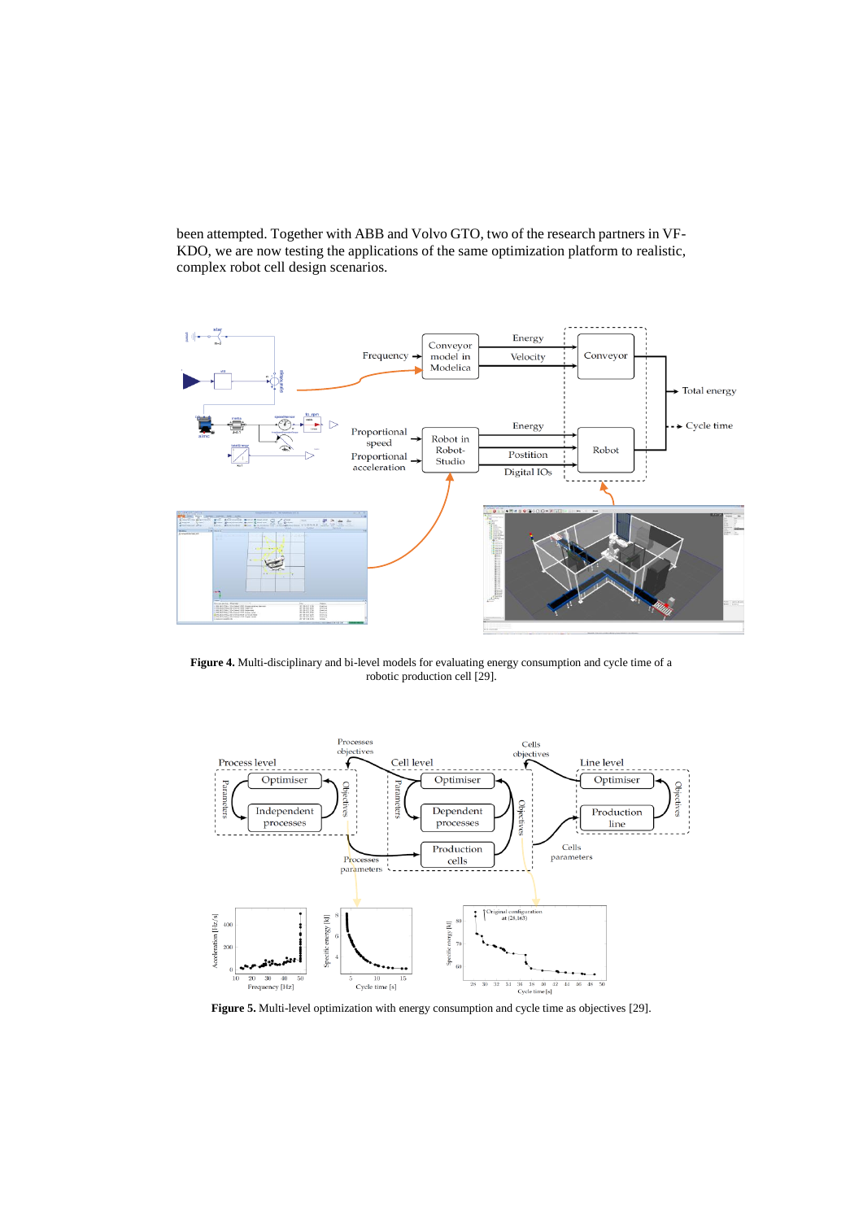been attempted. Together with ABB and Volvo GTO, two of the research partners in VF-KDO, we are now testing the applications of the same optimization platform to realistic, complex robot cell design scenarios.

**Figure 4.** Multi-disciplinary and bi-level models for evaluating energy consumption and cycle time of a robotic production cell [29].

**Figure 5.** Multi-level optimization with energy consumption and cycle time as objectives [29].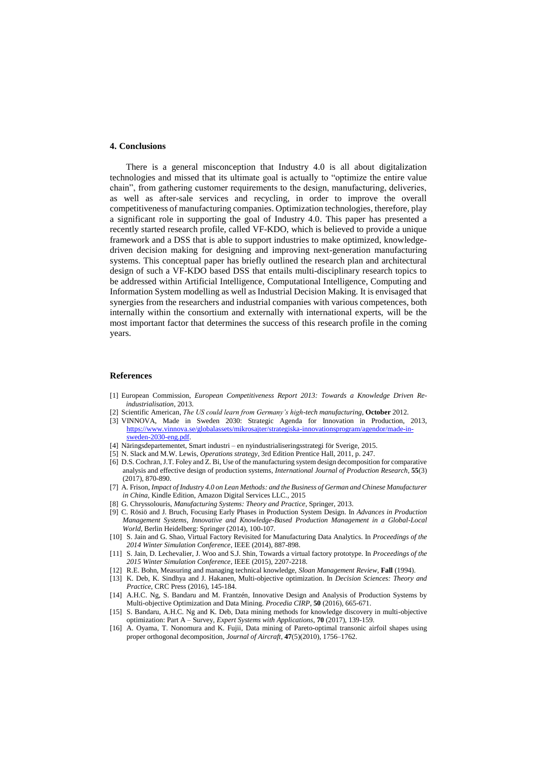## 4. Conclusions

There is a general misconception that Industry 4.0 is all about digitalization technologies and missed that its ultimate goal is actually to "optimize the entire value chain", from gathering customer requirements to the design, manufacturing, deliveries, as well as after-sale services and recycling, in order to improve the overall competitiveness of manufacturing companies. Optimization technologies, therefore, play a significant role in supporting the goal of Industry 4.0. This paper has presented a recently started research profile, called VF-KDO, which is believed to provide a unique framework and a DSS that is able to support industries to make optimized, knowledge-driven decision making for designing and improving next-generation manufacturing systems. This conceptual paper has briefly outlined the research plan and architectural design of such a VF-KDO based DSS that entails multi-disciplinary research topics to be addressed within Artificial Intelligence, Computational Intelligence, Computing and Information System modelling as well as Industrial Decision Making. It is envisaged that synergies from the researchers and industrial companies with various competences, both internally within the consortium and externally with international experts, will be the most important factor that determines the success of this research profile in the coming years.

## References

[1] European Commission, *European Competitiveness Report 2013: Towards a Knowledge Driven Re-industrialisation*, 2013.

[2] Scientific American, *The US could learn from Germany's high-tech manufacturing*, **October** 2012.

[3] VINNOVA, Made in Sweden 2030: Strategic Agenda for Innovation in Production, 2013, https://www.vinnova.se/globalassets/mikrosajter/strategiska-innovationsprogram/agendor/made-in-sweden-2030-eng.pdf.

[4] Näringsdepartementet, Smart industri – en nyindustrialiseringsstrategi för Sverige, 2015.

[5] N. Slack and M.W. Lewis, *Operations strategy*, 3rd Edition Prentice Hall, 2011, p. 247.

[6] D.S. Cochran, J.T. Foley and Z. Bi, Use of the manufacturing system design decomposition for comparative analysis and effective design of production systems, *International Journal of Production Research*, **55**(3) (2017), 870-890.

[7] A. Frison, *Impact of Industry 4.0 on Lean Methods: and the Business of German and Chinese Manufacturer in China*, Kindle Edition, Amazon Digital Services LLC., 2015

[8] G. Chryssolouris, *Manufacturing Systems: Theory and Practice*, Springer, 2013.

[9] C. Rösiö and J. Bruch, Focusing Early Phases in Production System Design. In *Advances in Production Management Systems, Innovative and Knowledge-Based Production Management in a Global-Local World*, Berlin Heidelberg: Springer (2014), 100-107.

[10] S. Jain and G. Shao, Virtual Factory Revisited for Manufacturing Data Analytics. In *Proceedings of the 2014 Winter Simulation Conference*, IEEE (2014), 887-898.

[11] S. Jain, D. Lechevalier, J. Woo and S.J. Shin, Towards a virtual factory prototype. In *Proceedings of the 2015 Winter Simulation Conference*, IEEE (2015), 2207-2218.

[12] R.E. Bohn, Measuring and managing technical knowledge, *Sloan Management Review*, **Fall** (1994).

[13] K. Deb, K. Sindhya and J. Hakanen, Multi-objective optimization. In *Decision Sciences: Theory and Practice*, CRC Press (2016), 145-184.

[14] A.H.C. Ng, S. Bandaru and M. Frantzén, Innovative Design and Analysis of Production Systems by Multi-objective Optimization and Data Mining. *Procedia CIRP*, **50** (2016), 665-671.

[15] S. Bandaru, A.H.C. Ng and K. Deb, Data mining methods for knowledge discovery in multi-objective optimization: Part A – Survey, *Expert Systems with Applications*, **70** (2017), 139-159.

[16] A. Oyama, T. Nonomura and K. Fujii, Data mining of Pareto-optimal transonic airfoil shapes using proper orthogonal decomposition, *Journal of Aircraft*, **47**(5)(2010), 1756–1762.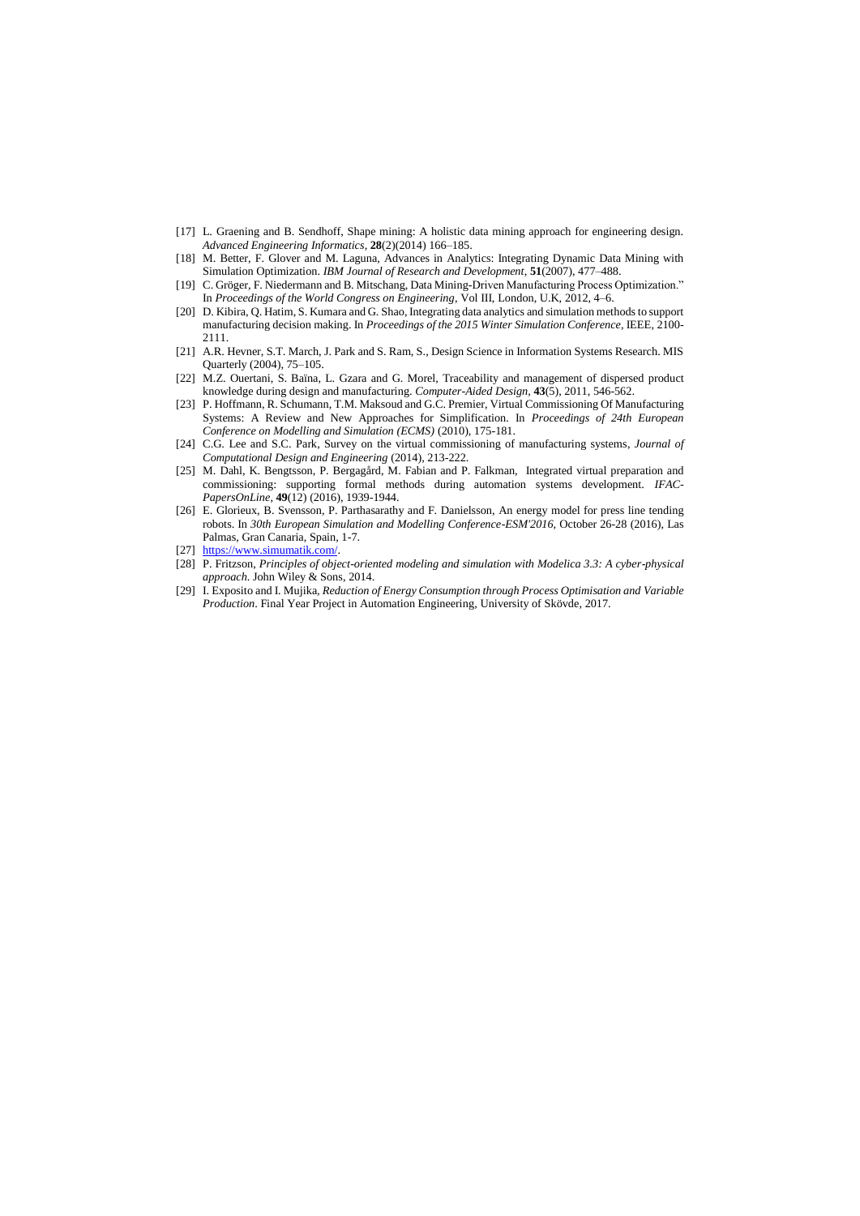[17] L. Graening and B. Sendhoff, Shape mining: A holistic data mining approach for engineering design. *Advanced Engineering Informatics*, **28**(2)(2014) 166–185.

[18] M. Better, F. Glover and M. Laguna, Advances in Analytics: Integrating Dynamic Data Mining with Simulation Optimization. *IBM Journal of Research and Development*, **51**(2007), 477–488.

[19] C. Gröger, F. Niedermann and B. Mitschang, Data Mining-Driven Manufacturing Process Optimization." In *Proceedings of the World Congress on Engineering*, Vol III, London, U.K, 2012, 4–6.

[20] D. Kibira, Q. Hatim, S. Kumara and G. Shao, Integrating data analytics and simulation methods to support manufacturing decision making. In *Proceedings of the 2015 Winter Simulation Conference*, IEEE, 2100-2111.

[21] A.R. Hevner, S.T. March, J. Park and S. Ram, S., Design Science in Information Systems Research. MIS Quarterly (2004), 75–105.

[22] M.Z. Ouertani, S. Baïna, L. Gzara and G. Morel, Traceability and management of dispersed product knowledge during design and manufacturing. *Computer-Aided Design*, **43**(5), 2011, 546-562.

[23] P. Hoffmann, R. Schumann, T.M. Maksoud and G.C. Premier, Virtual Commissioning Of Manufacturing Systems: A Review and New Approaches for Simplification. In *Proceedings of 24th European Conference on Modelling and Simulation (ECMS)* (2010), 175-181.

[24] C.G. Lee and S.C. Park, Survey on the virtual commissioning of manufacturing systems, *Journal of Computational Design and Engineering* (2014), 213-222.

[25] M. Dahl, K. Bengtsson, P. Bergagård, M. Fabian and P. Falkman, Integrated virtual preparation and commissioning: supporting formal methods during automation systems development. *IFAC-PapersOnLine*, **49**(12) (2016), 1939-1944.

[26] E. Glorieux, B. Svensson, P. Parthasarathy and F. Danielsson, An energy model for press line tending robots. In *30th European Simulation and Modelling Conference-ESM'2016*, October 26-28 (2016), Las Palmas, Gran Canaria, Spain, 1-7.

[27] https://www.simumatik.com/.

[28] P. Fritzson, *Principles of object-oriented modeling and simulation with Modelica 3.3: A cyber-physical approach*. John Wiley & Sons, 2014.

[29] I. Exposito and I. Mujika, *Reduction of Energy Consumption through Process Optimisation and Variable Production*. Final Year Project in Automation Engineering, University of Skövde, 2017.